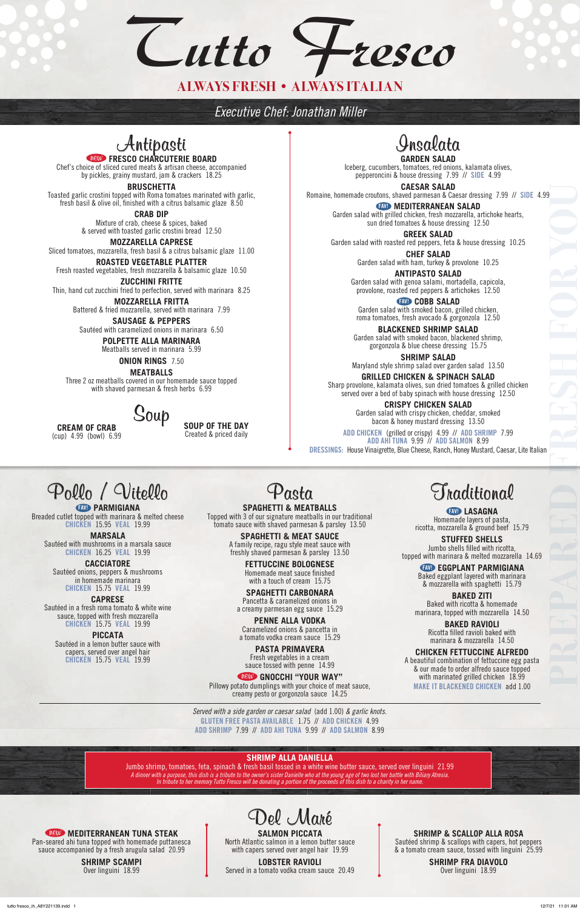# Tutto Fresco

**ALWAYS FRESH • ALWAYS ITALIAN**

*Executive Chef: Jonathan Miller*

## Antipasti

**NEW FRESCO CHARCUTERIE BOARD**
Chef's choice of sliced cured meats & artisan cheese, accompanied by pickles, grainy mustard, jam & crackers 18.25

**BRUSCHETTA**
Toasted garlic crostini topped with Roma tomatoes marinated with garlic, fresh basil & olive oil, finished with a citrus balsamic glaze 8.50

**CRAB DIP**
Mixture of crab, cheese & spices, baked & served with toasted garlic crostini bread 12.50

**MOZZARELLA CAPRESE**
Sliced tomatoes, mozzarella, fresh basil & a citrus balsamic glaze 11.00

**ROASTED VEGETABLE PLATTER**
Fresh roasted vegetables, fresh mozzarella & balsamic glaze 10.50

**ZUCCHINI FRITTE**
Thin, hand cut zucchini fried to perfection, served with marinara 8.25

**MOZZARELLA FRITTA**
Battered & fried mozzarella, served with marinara 7.99

**SAUSAGE & PEPPERS**
Sautéed with caramelized onions in marinara 6.50

**POLPETTE ALLA MARINARA**
Meatballs served in marinara 5.99

**ONION RINGS** 7.50

**MEATBALLS**
Three 2 oz meatballs covered in our homemade sauce topped with shaved parmesan & fresh herbs 6.99

## Soup

**CREAM OF CRAB**
(cup) 4.99 (bowl) 6.99

**SOUP OF THE DAY**
Created & priced daily

## Insalata

**GARDEN SALAD**
Iceberg, cucumbers, tomatoes, red onions, kalamata olives, pepperoncini & house dressing 7.99 // SIDE 4.99

**CAESAR SALAD**
Romaine, homemade croutons, shaved parmesan & Caesar dressing 7.99 // SIDE 4.99

**FAV! MEDITERRANEAN SALAD**
Garden salad with grilled chicken, fresh mozzarella, artichoke hearts, sun dried tomatoes & house dressing 12.50

**GREEK SALAD**
Garden salad with roasted red peppers, feta & house dressing 10.25

**CHEF SALAD**
Garden salad with ham, turkey & provolone 10.25

**ANTIPASTO SALAD**
Garden salad with genoa salami, mortadella, capicola, provolone, roasted red peppers & artichokes 12.50

**FAV! COBB SALAD**
Garden salad with smoked bacon, grilled chicken, roma tomatoes, fresh avocado & gorgonzola 12.50

**BLACKENED SHRIMP SALAD**
Garden salad with smoked bacon, blackened shrimp, gorgonzola & blue cheese dressing 15.75

**SHRIMP SALAD**
Maryland style shrimp salad over garden salad 13.50

**GRILLED CHICKEN & SPINACH SALAD**
Sharp provolone, kalamata olives, sun dried tomatoes & grilled chicken served over a bed of baby spinach with house dressing 12.50

**CRISPY CHICKEN SALAD**
Garden salad with crispy chicken, cheddar, smoked bacon & honey mustard dressing 13.50

ADD CHICKEN (grilled or crispy) 4.99 // ADD SHRIMP 7.99
ADD AHI TUNA 9.99 // ADD SALMON 8.99

DRESSINGS: House Vinaigrette, Blue Cheese, Ranch, Honey Mustard, Caesar, Lite Italian

PREPARED FRESH FOR YOU

## Pollo / Vitello

**FAV! PARMIGIANA**
Breaded cutlet topped with marinara & melted cheese
CHICKEN 15.95 VEAL 19.99

**MARSALA**
Sautéed with mushrooms in a marsala sauce
CHICKEN 16.25 VEAL 19.99

**CACCIATORE**
Sautéed onions, peppers & mushrooms in homemade marinara
CHICKEN 15.75 VEAL 19.99

**CAPRESE**
Sautéed in a fresh roma tomato & white wine sauce, topped with fresh mozzarella
CHICKEN 15.75 VEAL 19.99

**PICCATA**
Sautéed in a lemon butter sauce with capers, served over angel hair
CHICKEN 15.75 VEAL 19.99

## Pasta

**SPAGHETTI & MEATBALLS**
Topped with 3 of our signature meatballs in our traditional tomato sauce with shaved parmesan & parsley 13.50

**SPAGHETTI & MEAT SAUCE**
A family recipe, ragu style meat sauce with freshly shaved parmesan & parsley 13.50

**FETTUCCINE BOLOGNESE**
Homemade meat sauce finished with a touch of cream 15.75

**SPAGHETTI CARBONARA**
Pancetta & caramelized onions in a creamy parmesan egg sauce 15.29

**PENNE ALLA VODKA**
Caramelized onions & pancetta in a tomato vodka cream sauce 15.29

**PASTA PRIMAVERA**
Fresh vegetables in a cream sauce tossed with penne 14.99

**NEW GNOCCHI "YOUR WAY"**
Pillowy potato dumplings with your choice of meat sauce, creamy pesto or gorgonzola sauce 14.25

## Traditional

**FAV! LASAGNA**
Homemade layers of pasta, ricotta, mozzarella & ground beef 15.79

**STUFFED SHELLS**
Jumbo shells filled with ricotta, topped with marinara & melted mozzarella 14.69

**FAV! EGGPLANT PARMIGIANA**
Baked eggplant layered with marinara & mozzarella with spaghetti 15.79

**BAKED ZITI**
Baked with ricotta & homemade marinara, topped with mozzarella 14.50

**BAKED RAVIOLI**
Ricotta filled ravioli baked with marinara & mozzarella 14.50

**CHICKEN FETTUCCINE ALFREDO**
A beautiful combination of fettuccine egg pasta & our made to order alfredo sauce topped with marinated grilled chicken 18.99

MAKE IT BLACKENED CHICKEN add 1.00

*Served with a side garden or caesar salad (add 1.00) & garlic knots.*
GLUTEN FREE PASTA AVAILABLE 1.75 // ADD CHICKEN 4.99
ADD SHRIMP 7.99 // ADD AHI TUNA 9.99 // ADD SALMON 8.99

**SHRIMP ALLA DANIELLA**
Jumbo shrimp, tomatoes, feta, spinach & fresh basil tossed in a white wine butter sauce, served over linguini 21.99
*A dinner with a purpose, this dish is a tribute to the owner's sister Danielle who at the young age of two lost her battle with Biliary Atresia. In tribute to her memory Tutto Fresco will be donating a portion of the proceeds of this dish to a charity in her name.*

## Del Maré

**NEW MEDITERRANEAN TUNA STEAK**
Pan-seared ahi tuna topped with homemade puttanesca sauce accompanied by a fresh arugula salad 20.99

**SHRIMP SCAMPI**
Over linguini 18.99

**SALMON PICCATA**
North Atlantic salmon in a lemon butter sauce with capers served over angel hair 19.99

**LOBSTER RAVIOLI**
Served in a tomato vodka cream sauce 20.49

**SHRIMP & SCALLOP ALLA ROSA**
Sautéed shrimp & scallops with capers, hot peppers & a tomato cream sauce, tossed with linguini 25.99

**SHRIMP FRA DIAVOLO**
Over linguini 18.99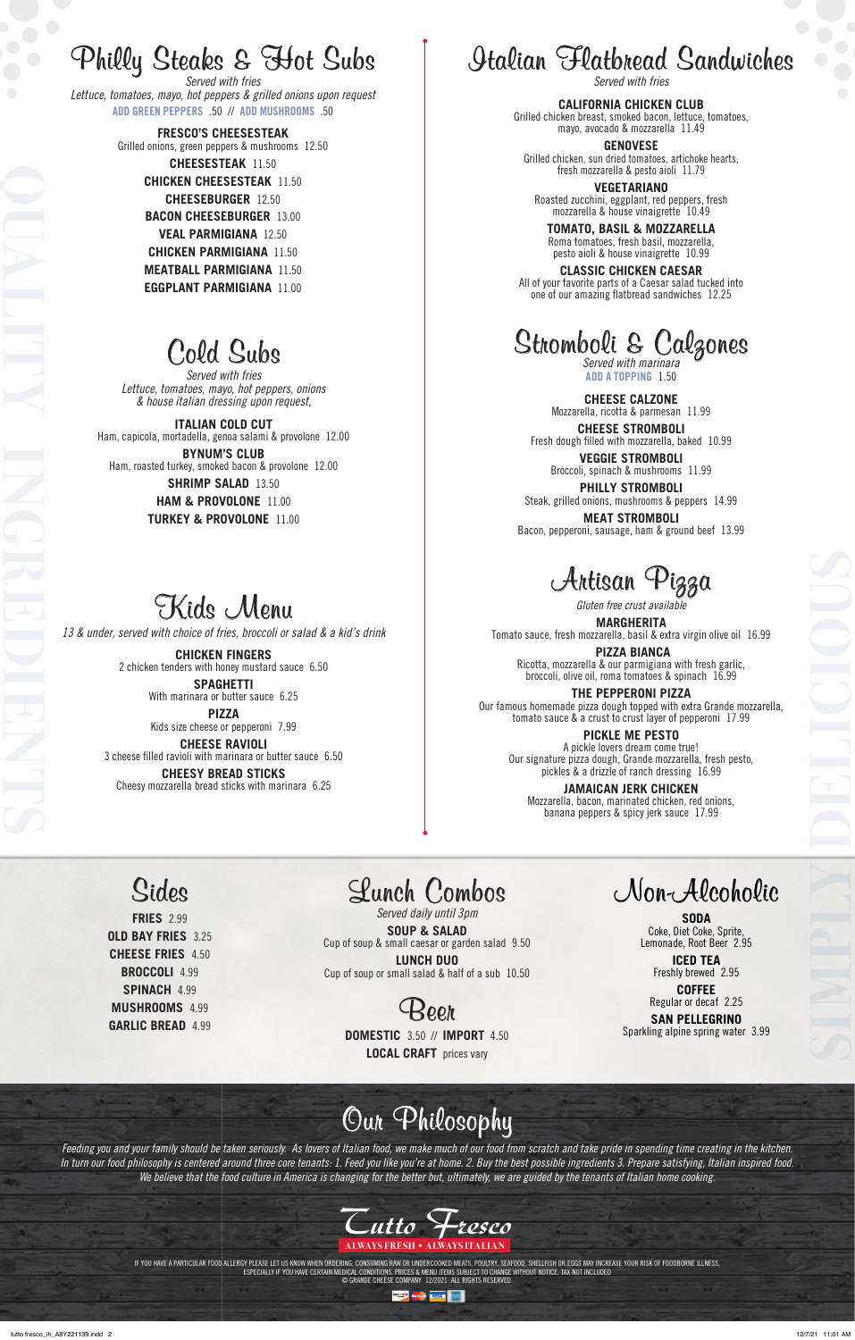## Philly Steaks & Hot Subs

*Served with fries*
*Lettuce, tomatoes, mayo, hot peppers & grilled onions upon request*
ADD GREEN PEPPERS .50 // ADD MUSHROOMS .50

**FRESCO'S CHEESESTEAK**
Grilled onions, green peppers & mushrooms 12.50

**CHEESESTEAK** 11.50

**CHICKEN CHEESESTEAK** 11.50

**CHEESEBURGER** 12.50

**BACON CHEESEBURGER** 13.00

**VEAL PARMIGIANA** 12.50

**CHICKEN PARMIGIANA** 11.50

**MEATBALL PARMIGIANA** 11.50

**EGGPLANT PARMIGIANA** 11.00

## Cold Subs

*Served with fries*
*Lettuce, tomatoes, mayo, hot peppers, onions & house italian dressing upon request,*

**ITALIAN COLD CUT**
Ham, capicola, mortadella, genoa salami & provolone 12.00

**BYNUM'S CLUB**
Ham, roasted turkey, smoked bacon & provolone 12.00

**SHRIMP SALAD** 13.50

**HAM & PROVOLONE** 11.00

**TURKEY & PROVOLONE** 11.00

## Kids Menu

*13 & under, served with choice of fries, broccoli or salad & a kid's drink*

**CHICKEN FINGERS**
2 chicken tenders with honey mustard sauce 6.50

**SPAGHETTI**
With marinara or butter sauce 6.25

**PIZZA**
Kids size cheese or pepperoni 7.99

**CHEESE RAVIOLI**
3 cheese filled ravioli with marinara or butter sauce 6.50

**CHEESY BREAD STICKS**
Cheesy mozzarella bread sticks with marinara 6.25

## Italian Flatbread Sandwiches

*Served with fries*

**CALIFORNIA CHICKEN CLUB**
Grilled chicken breast, smoked bacon, lettuce, tomatoes, mayo, avocado & mozzarella 11.49

**GENOVESE**
Grilled chicken, sun dried tomatoes, artichoke hearts, fresh mozzarella & pesto aioli 11.79

**VEGETARIANO**
Roasted zucchini, eggplant, red peppers, fresh mozzarella & house vinaigrette 10.49

**TOMATO, BASIL & MOZZARELLA**
Roma tomatoes, fresh basil, mozzarella, pesto aioli & house vinaigrette 10.99

**CLASSIC CHICKEN CAESAR**
All of your favorite parts of a Caesar salad tucked into one of our amazing flatbread sandwiches 12.25

## Stromboli & Calzones

*Served with marinara*
ADD A TOPPING 1.50

**CHEESE CALZONE**
Mozzarella, ricotta & parmesan 11.99

**CHEESE STROMBOLI**
Fresh dough filled with mozzarella, baked 10.99

**VEGGIE STROMBOLI**
Broccoli, spinach & mushrooms 11.99

**PHILLY STROMBOLI**
Steak, grilled onions, mushrooms & peppers 14.99

**MEAT STROMBOLI**
Bacon, pepperoni, sausage, ham & ground beef 13.99

## Artisan Pizza

*Gluten free crust available*

**MARGHERITA**
Tomato sauce, fresh mozzarella, basil & extra virgin olive oil 16.99

**PIZZA BIANCA**
Ricotta, mozzarella & our parmigiana with fresh garlic, broccoli, olive oil, roma tomatoes & spinach 16.99

**THE PEPPERONI PIZZA**
Our famous homemade pizza dough topped with extra Grande mozzarella, tomato sauce & a crust to crust layer of pepperoni 17.99

**PICKLE ME PESTO**
A pickle lovers dream come true!
Our signature pizza dough, Grande mozzarella, fresh pesto, pickles & a drizzle of ranch dressing 16.99

**JAMAICAN JERK CHICKEN**
Mozzarella, bacon, marinated chicken, red onions, banana peppers & spicy jerk sauce 17.99

## Sides

**FRIES** 2.99
**OLD BAY FRIES** 3.25
**CHEESE FRIES** 4.50
**BROCCOLI** 4.99
**SPINACH** 4.99
**MUSHROOMS** 4.99
**GARLIC BREAD** 4.99

## Lunch Combos

*Served daily until 3pm*

**SOUP & SALAD**
Cup of soup & small caesar or garden salad 9.50

**LUNCH DUO**
Cup of soup or small salad & half of a sub 10.50

## Beer

**DOMESTIC** 3.50 // **IMPORT** 4.50
**LOCAL CRAFT** prices vary

## Non-Alcoholic

**SODA**
Coke, Diet Coke, Sprite, Lemonade, Root Beer 2.95

**ICED TEA**
Freshly brewed 2.95

**COFFEE**
Regular or decaf 2.25

**SAN PELLEGRINO**
Sparkling alpine spring water 3.99

QUALITY INGREDIENTS · SIMPLY DELICIOUS

## Our Philosophy

*Feeding you and your family should be taken seriously. As lovers of Italian food, we make much of our food from scratch and take pride in spending time creating in the kitchen. In turn our food philosophy is centered around three core tenants: 1. Feed you like you're at home. 2. Buy the best possible ingredients 3. Prepare satisfying, Italian inspired food. We believe that the food culture in America is changing for the better but, ultimately, we are guided by the tenants of Italian home cooking.*

Tutto Fresco
ALWAYS FRESH • ALWAYS ITALIAN

IF YOU HAVE A PARTICULAR FOOD ALLERGY PLEASE LET US KNOW WHEN ORDERING. CONSUMING RAW OR UNDERCOOKED MEATS, POULTRY, SEAFOOD, SHELLFISH OR EGGS MAY INCREASE YOUR RISK OF FOODBORNE ILLNESS, ESPECIALLY IF YOU HAVE CERTAIN MEDICAL CONDITIONS. PRICES & MENU ITEMS SUBJECT TO CHANGE WITHOUT NOTICE. TAX NOT INCLUDED
© GRANDE CHEESE COMPANY 12/2021 ALL RIGHTS RESERVED.